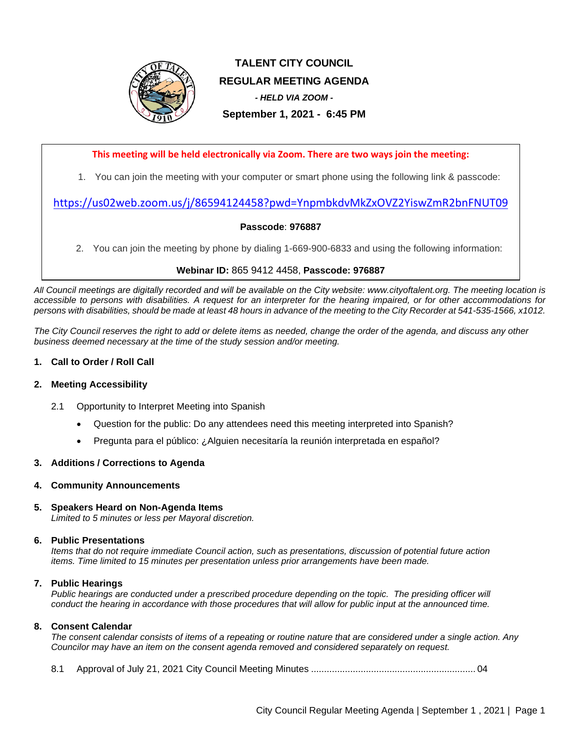# TALENT CITY COUNCIL

## REGULAR MEETING AGENDA

***- HELD VIA ZOOM -***

**September 1, 2021 - 6:45 PM**

**This meeting will be held electronically via Zoom. There are two ways join the meeting:**

1. You can join the meeting with your computer or smart phone using the following link & passcode:

https://us02web.zoom.us/j/86594124458?pwd=YnpmbkdvMkZxOVZ2YiswZmR2bnFNUT09

**Passcode**: **976887**

2. You can join the meeting by phone by dialing 1-669-900-6833 and using the following information:

**Webinar ID:** 865 9412 4458, **Passcode: 976887**

*All Council meetings are digitally recorded and will be available on the City website: www.cityoftalent.org. The meeting location is accessible to persons with disabilities. A request for an interpreter for the hearing impaired, or for other accommodations for persons with disabilities, should be made at least 48 hours in advance of the meeting to the City Recorder at 541-535-1566, x1012.*

*The City Council reserves the right to add or delete items as needed, change the order of the agenda, and discuss any other business deemed necessary at the time of the study session and/or meeting.*

**1. Call to Order / Roll Call**

**2. Meeting Accessibility**

2.1 Opportunity to Interpret Meeting into Spanish

- Question for the public: Do any attendees need this meeting interpreted into Spanish?
- Pregunta para el público: ¿Alguien necesitaría la reunión interpretada en español?

**3. Additions / Corrections to Agenda**

**4. Community Announcements**

**5. Speakers Heard on Non-Agenda Items**
*Limited to 5 minutes or less per Mayoral discretion.*

**6. Public Presentations**
*Items that do not require immediate Council action, such as presentations, discussion of potential future action items. Time limited to 15 minutes per presentation unless prior arrangements have been made.*

**7. Public Hearings**
*Public hearings are conducted under a prescribed procedure depending on the topic. The presiding officer will conduct the hearing in accordance with those procedures that will allow for public input at the announced time.*

**8. Consent Calendar**
*The consent calendar consists of items of a repeating or routine nature that are considered under a single action. Any Councilor may have an item on the consent agenda removed and considered separately on request.*

8.1 Approval of July 21, 2021 City Council Meeting Minutes .............................................................. 04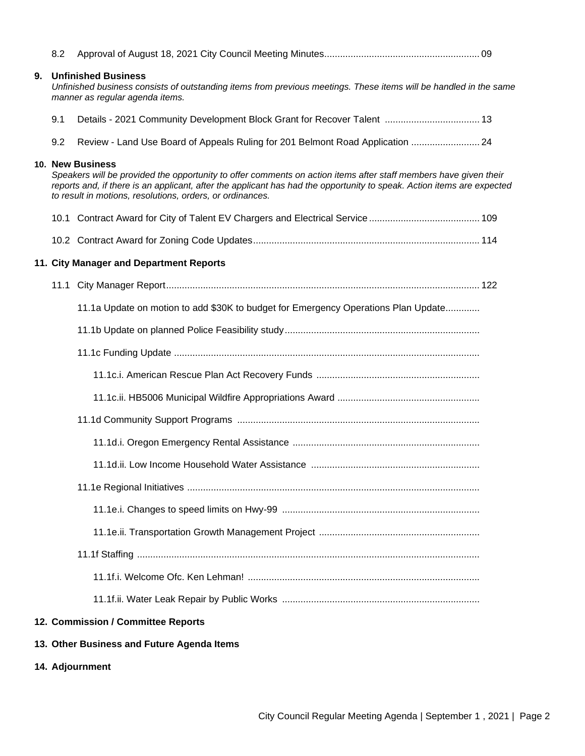8.2 Approval of August 18, 2021 City Council Meeting Minutes.......................................................... 09

**9. Unfinished Business**

*Unfinished business consists of outstanding items from previous meetings. These items will be handled in the same manner as regular agenda items.*

9.1 Details - 2021 Community Development Block Grant for Recover Talent .................................... 13

9.2 Review - Land Use Board of Appeals Ruling for 201 Belmont Road Application .......................... 24

**10. New Business**

*Speakers will be provided the opportunity to offer comments on action items after staff members have given their reports and, if there is an applicant, after the applicant has had the opportunity to speak. Action items are expected to result in motions, resolutions, orders, or ordinances.*

10.1 Contract Award for City of Talent EV Chargers and Electrical Service .......................................... 109

10.2 Contract Award for Zoning Code Updates..................................................................................... 114

**11. City Manager and Department Reports**

11.1 City Manager Report...................................................................................................................... 122

- 11.1a Update on motion to add $30K to budget for Emergency Operations Plan Update.............
- 11.1b Update on planned Police Feasibility study.........................................................................
- 11.1c Funding Update ...................................................................................................................
  - 11.1c.i. American Rescue Plan Act Recovery Funds .............................................................
  - 11.1c.ii. HB5006 Municipal Wildfire Appropriations Award .....................................................
- 11.1d Community Support Programs ...........................................................................................
  - 11.1d.i. Oregon Emergency Rental Assistance ......................................................................
  - 11.1d.ii. Low Income Household Water Assistance ...............................................................
- 11.1e Regional Initiatives ..............................................................................................................
  - 11.1e.i. Changes to speed limits on Hwy-99 ..........................................................................
  - 11.1e.ii. Transportation Growth Management Project ............................................................
- 11.1f Staffing .................................................................................................................................
  - 11.1f.i. Welcome Ofc. Ken Lehman! .......................................................................................
  - 11.1f.ii. Water Leak Repair by Public Works ..........................................................................

**12. Commission / Committee Reports**

**13. Other Business and Future Agenda Items**

**14. Adjournment**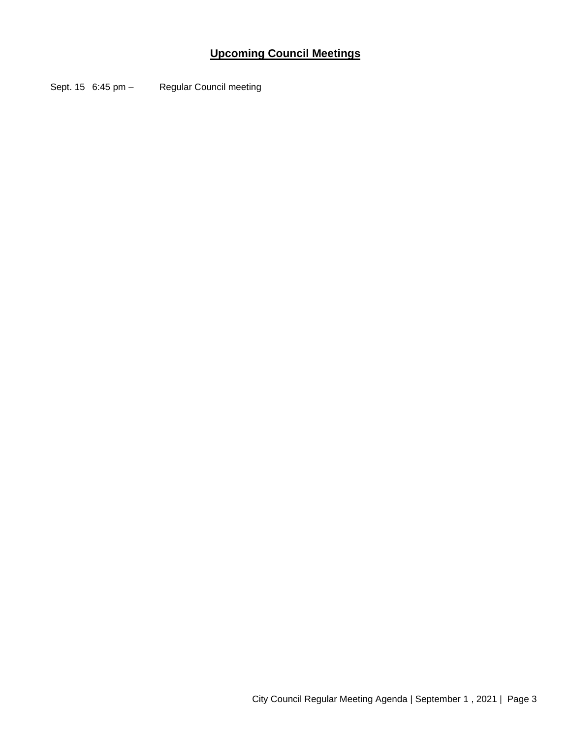## **Upcoming Council Meetings**

Sept. 15 6:45 pm – Regular Council meeting